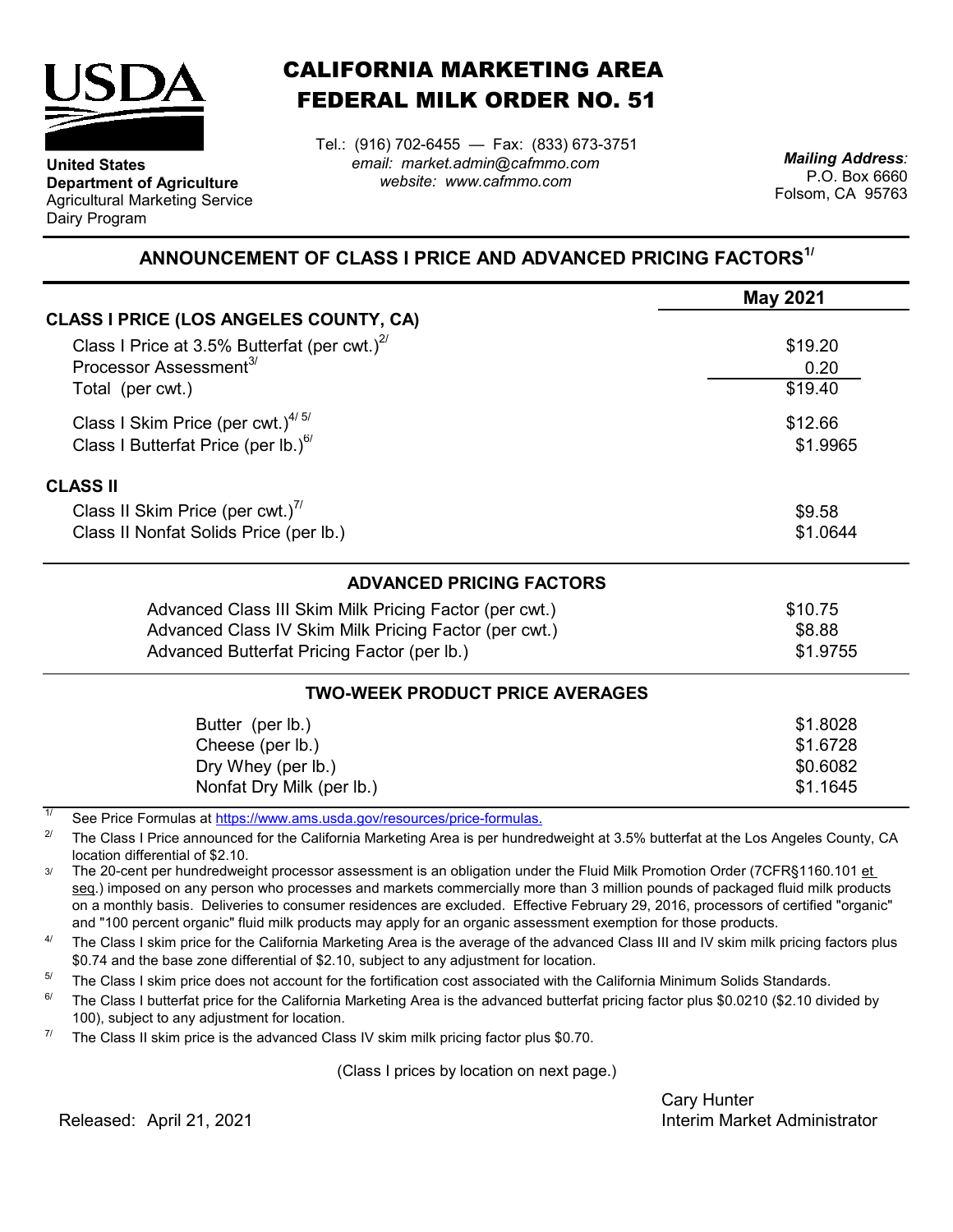**United States Department of Agriculture**
Agricultural Marketing Service
Dairy Program

# CALIFORNIA MARKETING AREA FEDERAL MILK ORDER NO. 51

Tel.: (916) 702-6455 — Fax: (833) 673-3751
*email: market.admin@cafmmo.com*
*website: www.cafmmo.com*

*Mailing Address:*
P.O. Box 6660
Folsom, CA 95763

## ANNOUNCEMENT OF CLASS I PRICE AND ADVANCED PRICING FACTORS[1/]

| | May 2021 |
|---|---|
| **CLASS I PRICE (LOS ANGELES COUNTY, CA)** | |
| Class I Price at 3.5% Butterfat (per cwt.)[2/] | $19.20 |
| Processor Assessment[3/] | 0.20 |
| Total (per cwt.) | $19.40 |
| Class I Skim Price (per cwt.)[4/ 5/] | $12.66 |
| Class I Butterfat Price (per lb.)[6/] | $1.9965 |
| **CLASS II** | |
| Class II Skim Price (per cwt.)[7/] | $9.58 |
| Class II Nonfat Solids Price (per lb.) | $1.0644 |

### ADVANCED PRICING FACTORS

| | |
|---|---|
| Advanced Class III Skim Milk Pricing Factor (per cwt.) | $10.75 |
| Advanced Class IV Skim Milk Pricing Factor (per cwt.) | $8.88 |
| Advanced Butterfat Pricing Factor (per lb.) | $1.9755 |

### TWO-WEEK PRODUCT PRICE AVERAGES

| | |
|---|---|
| Butter (per lb.) | $1.8028 |
| Cheese (per lb.) | $1.6728 |
| Dry Whey (per lb.) | $0.6082 |
| Nonfat Dry Milk (per lb.) | $1.1645 |

1/ See Price Formulas at https://www.ams.usda.gov/resources/price-formulas.

2/ The Class I Price announced for the California Marketing Area is per hundredweight at 3.5% butterfat at the Los Angeles County, CA location differential of $2.10.

3/ The 20-cent per hundredweight processor assessment is an obligation under the Fluid Milk Promotion Order (7CFR§1160.101 et seq.) imposed on any person who processes and markets commercially more than 3 million pounds of packaged fluid milk products on a monthly basis. Deliveries to consumer residences are excluded. Effective February 29, 2016, processors of certified "organic" and "100 percent organic" fluid milk products may apply for an organic assessment exemption for those products.

4/ The Class I skim price for the California Marketing Area is the average of the advanced Class III and IV skim milk pricing factors plus $0.74 and the base zone differential of $2.10, subject to any adjustment for location.

5/ The Class I skim price does not account for the fortification cost associated with the California Minimum Solids Standards.

6/ The Class I butterfat price for the California Marketing Area is the advanced butterfat pricing factor plus $0.0210 ($2.10 divided by 100), subject to any adjustment for location.

7/ The Class II skim price is the advanced Class IV skim milk pricing factor plus $0.70.

(Class I prices by location on next page.)

Released: April 21, 2021

Cary Hunter
Interim Market Administrator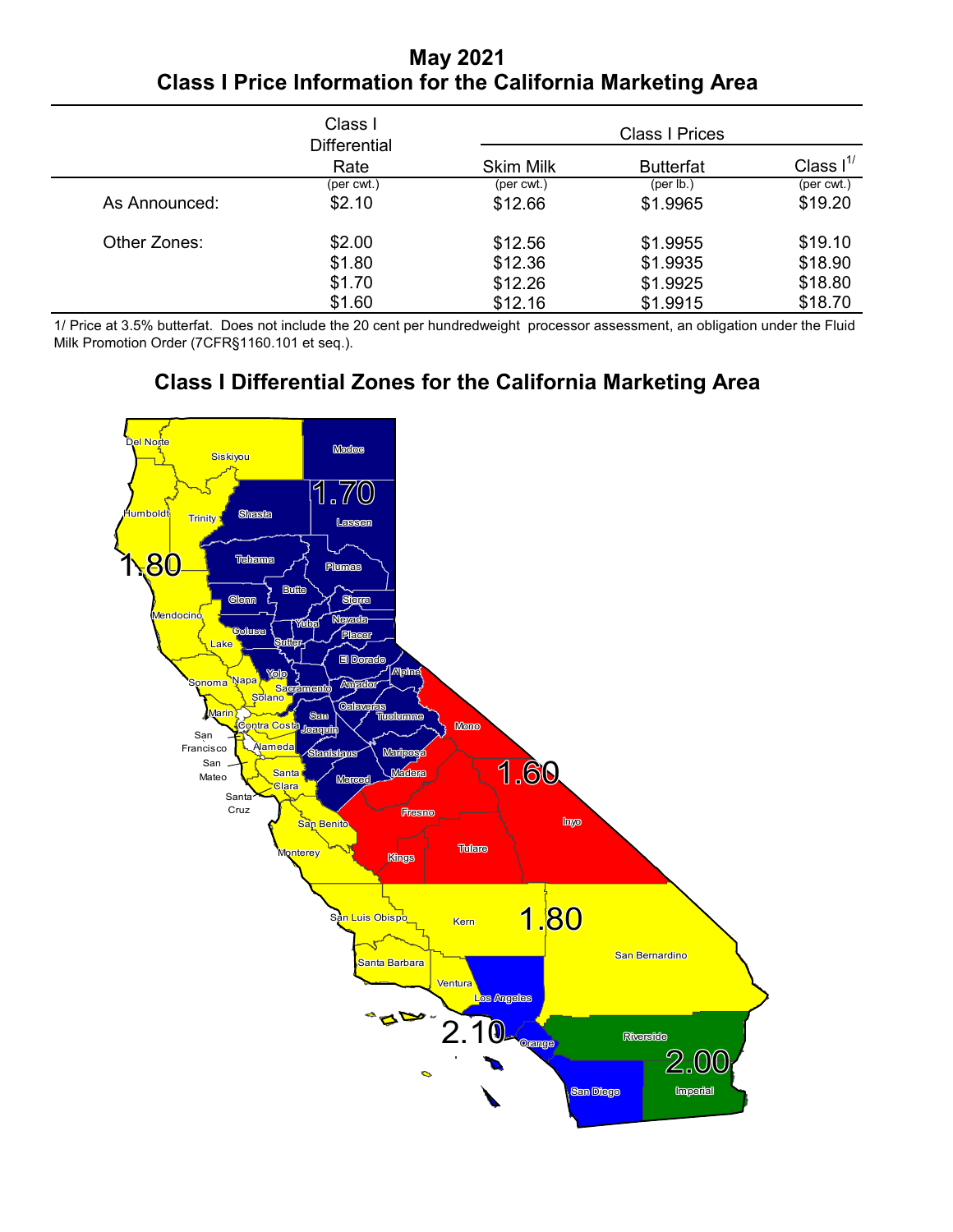# May 2021
# Class I Price Information for the California Marketing Area

| | Class I Differential Rate (per cwt.) | Class I Prices: Skim Milk (per cwt.) | Class I Prices: Butterfat (per lb.) | Class I Prices: Class I[1/] (per cwt.) |
|---|---|---|---|---|
| As Announced: | $2.10 | $12.66 | $1.9965 | $19.20 |
| Other Zones: | $2.00 | $12.56 | $1.9955 | $19.10 |
| | $1.80 | $12.36 | $1.9935 | $18.90 |
| | $1.70 | $12.26 | $1.9925 | $18.80 |
| | $1.60 | $12.16 | $1.9915 | $18.70 |

1/ Price at 3.5% butterfat. Does not include the 20 cent per hundredweight processor assessment, an obligation under the Fluid Milk Promotion Order (7CFR§1160.101 et seq.).

## Class I Differential Zones for the California Marketing Area

1.70

1.80

1.60

1.80

2.10

2.00

Del Norte, Siskiyou, Modoc, Humboldt, Trinity, Shasta, Lassen, Tehama, Plumas, Butte, Glenn, Sierra, Mendocino, Nevada, Colusa, Yuba, Placer, Lake, Sutter, El Dorado, Yolo, Alpine, Sonoma, Napa, Sacramento, Amador, Solano, Calaveras, Marin, San Joaquin, Tuolumne, Mono, Contra Costa, San Francisco, Alameda, San Mateo, Stanislaus, Mariposa, Santa Clara, Madera, Merced, Santa Cruz, Fresno, Inyo, San Benito, Tulare, Monterey, Kings, San Luis Obispo, Kern, San Bernardino, Santa Barbara, Ventura, Los Angeles, Orange, Riverside, San Diego, Imperial